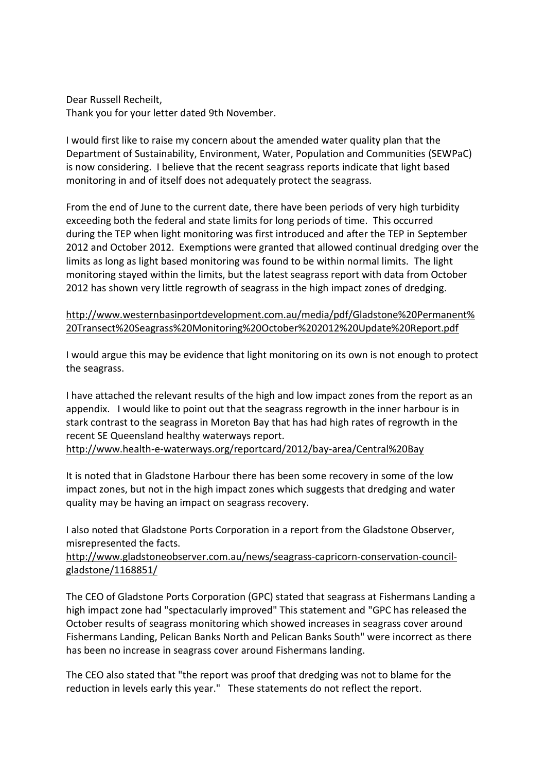Dear Russell Recheilt,
Thank you for your letter dated 9th November.

I would first like to raise my concern about the amended water quality plan that the Department of Sustainability, Environment, Water, Population and Communities (SEWPaC) is now considering. I believe that the recent seagrass reports indicate that light based monitoring in and of itself does not adequately protect the seagrass.

From the end of June to the current date, there have been periods of very high turbidity exceeding both the federal and state limits for long periods of time. This occurred during the TEP when light monitoring was first introduced and after the TEP in September 2012 and October 2012. Exemptions were granted that allowed continual dredging over the limits as long as light based monitoring was found to be within normal limits. The light monitoring stayed within the limits, but the latest seagrass report with data from October 2012 has shown very little regrowth of seagrass in the high impact zones of dredging.

http://www.westernbasinportdevelopment.com.au/media/pdf/Gladstone%20Permanent%20Transect%20Seagrass%20Monitoring%20October%202012%20Update%20Report.pdf

I would argue this may be evidence that light monitoring on its own is not enough to protect the seagrass.

I have attached the relevant results of the high and low impact zones from the report as an appendix. I would like to point out that the seagrass regrowth in the inner harbour is in stark contrast to the seagrass in Moreton Bay that has had high rates of regrowth in the recent SE Queensland healthy waterways report.
http://www.health-e-waterways.org/reportcard/2012/bay-area/Central%20Bay

It is noted that in Gladstone Harbour there has been some recovery in some of the low impact zones, but not in the high impact zones which suggests that dredging and water quality may be having an impact on seagrass recovery.

I also noted that Gladstone Ports Corporation in a report from the Gladstone Observer, misrepresented the facts.
http://www.gladstoneobserver.com.au/news/seagrass-capricorn-conservation-council-gladstone/1168851/

The CEO of Gladstone Ports Corporation (GPC) stated that seagrass at Fishermans Landing a high impact zone had "spectacularly improved" This statement and "GPC has released the October results of seagrass monitoring which showed increases in seagrass cover around Fishermans Landing, Pelican Banks North and Pelican Banks South" were incorrect as there has been no increase in seagrass cover around Fishermans landing.

The CEO also stated that "the report was proof that dredging was not to blame for the reduction in levels early this year." These statements do not reflect the report.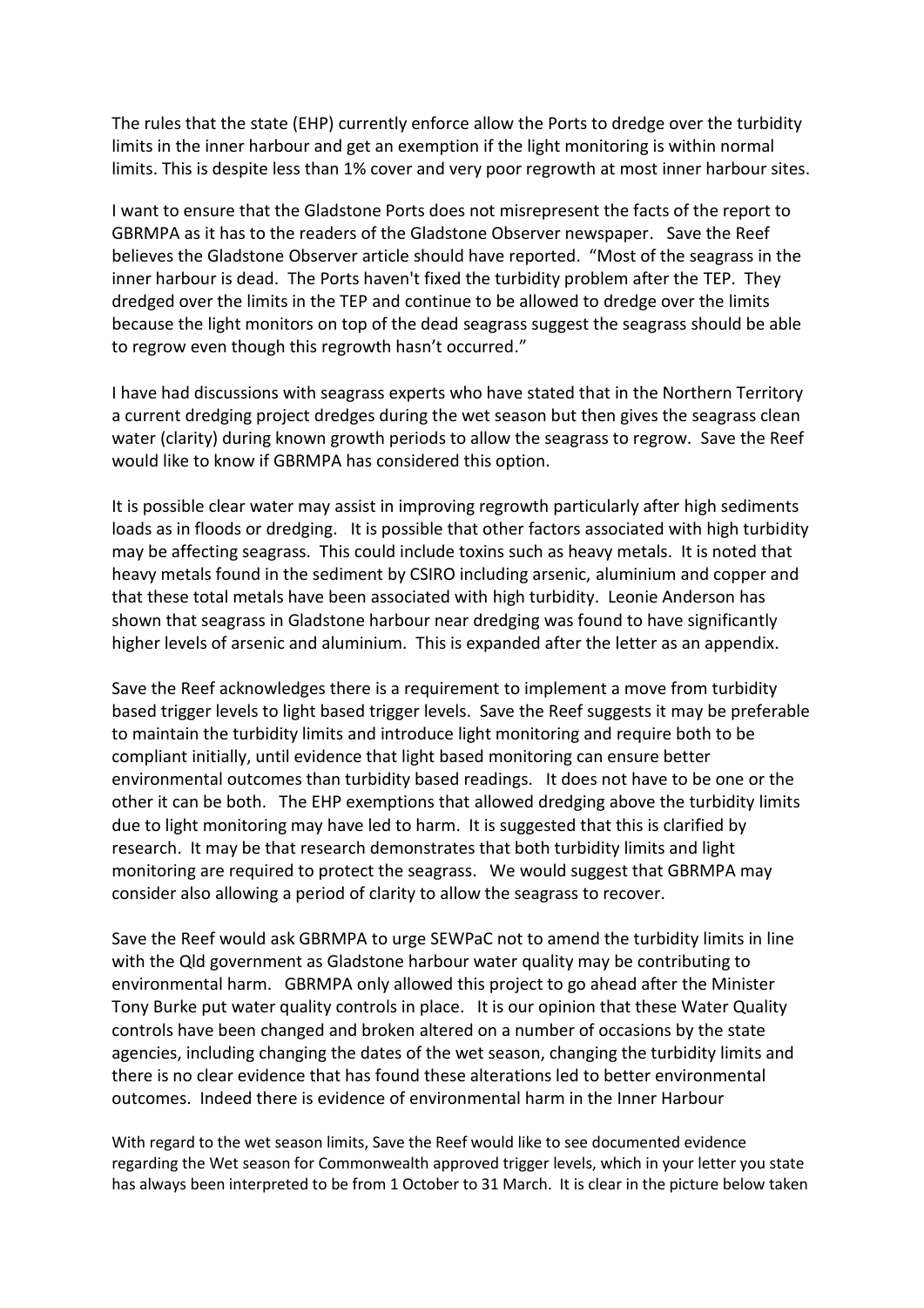The rules that the state (EHP) currently enforce allow the Ports to dredge over the turbidity limits in the inner harbour and get an exemption if the light monitoring is within normal limits. This is despite less than 1% cover and very poor regrowth at most inner harbour sites.

I want to ensure that the Gladstone Ports does not misrepresent the facts of the report to GBRMPA as it has to the readers of the Gladstone Observer newspaper. Save the Reef believes the Gladstone Observer article should have reported. "Most of the seagrass in the inner harbour is dead. The Ports haven't fixed the turbidity problem after the TEP. They dredged over the limits in the TEP and continue to be allowed to dredge over the limits because the light monitors on top of the dead seagrass suggest the seagrass should be able to regrow even though this regrowth hasn't occurred."

I have had discussions with seagrass experts who have stated that in the Northern Territory a current dredging project dredges during the wet season but then gives the seagrass clean water (clarity) during known growth periods to allow the seagrass to regrow. Save the Reef would like to know if GBRMPA has considered this option.

It is possible clear water may assist in improving regrowth particularly after high sediments loads as in floods or dredging. It is possible that other factors associated with high turbidity may be affecting seagrass. This could include toxins such as heavy metals. It is noted that heavy metals found in the sediment by CSIRO including arsenic, aluminium and copper and that these total metals have been associated with high turbidity. Leonie Anderson has shown that seagrass in Gladstone harbour near dredging was found to have significantly higher levels of arsenic and aluminium. This is expanded after the letter as an appendix.

Save the Reef acknowledges there is a requirement to implement a move from turbidity based trigger levels to light based trigger levels. Save the Reef suggests it may be preferable to maintain the turbidity limits and introduce light monitoring and require both to be compliant initially, until evidence that light based monitoring can ensure better environmental outcomes than turbidity based readings. It does not have to be one or the other it can be both. The EHP exemptions that allowed dredging above the turbidity limits due to light monitoring may have led to harm. It is suggested that this is clarified by research. It may be that research demonstrates that both turbidity limits and light monitoring are required to protect the seagrass. We would suggest that GBRMPA may consider also allowing a period of clarity to allow the seagrass to recover.

Save the Reef would ask GBRMPA to urge SEWPaC not to amend the turbidity limits in line with the Qld government as Gladstone harbour water quality may be contributing to environmental harm. GBRMPA only allowed this project to go ahead after the Minister Tony Burke put water quality controls in place. It is our opinion that these Water Quality controls have been changed and broken altered on a number of occasions by the state agencies, including changing the dates of the wet season, changing the turbidity limits and there is no clear evidence that has found these alterations led to better environmental outcomes. Indeed there is evidence of environmental harm in the Inner Harbour

With regard to the wet season limits, Save the Reef would like to see documented evidence regarding the Wet season for Commonwealth approved trigger levels, which in your letter you state has always been interpreted to be from 1 October to 31 March. It is clear in the picture below taken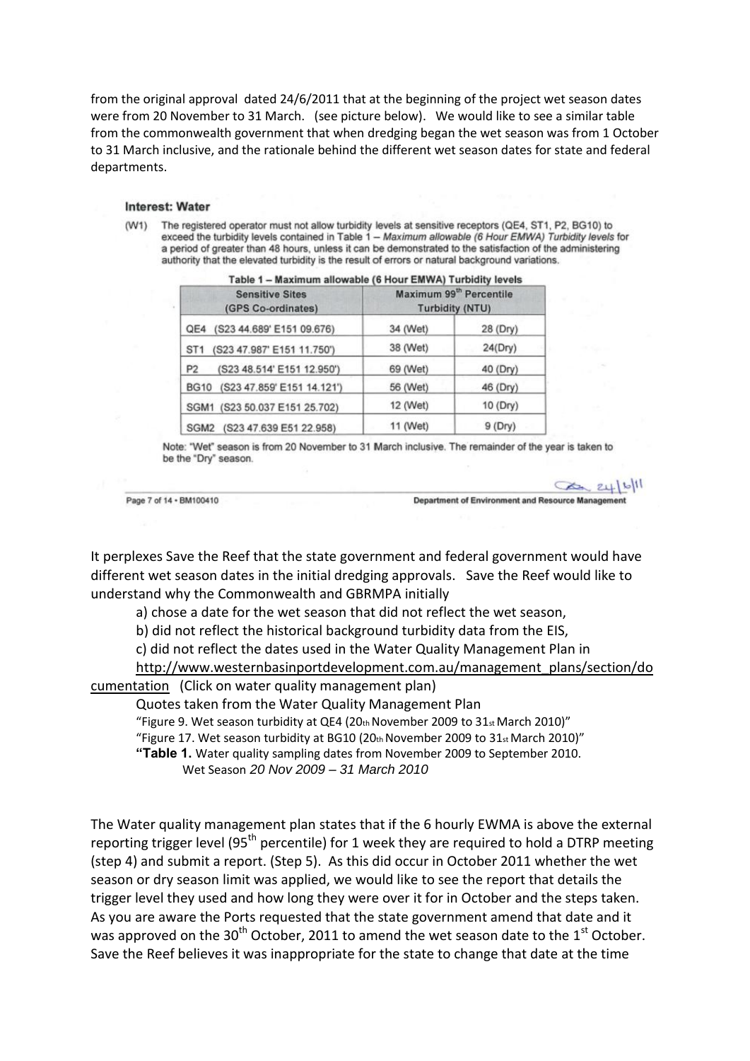from the original approval dated 24/6/2011 that at the beginning of the project wet season dates were from 20 November to 31 March. (see picture below). We would like to see a similar table from the commonwealth government that when dredging began the wet season was from 1 October to 31 March inclusive, and the rationale behind the different wet season dates for state and federal departments.

**Interest: Water**

(W1) The registered operator must not allow turbidity levels at sensitive receptors (QE4, ST1, P2, BG10) to exceed the turbidity levels contained in Table 1 – *Maximum allowable (6 Hour EMWA) Turbidity levels* for a period of greater than 48 hours, unless it can be demonstrated to the satisfaction of the administering authority that the elevated turbidity is the result of errors or natural background variations.

Table 1 – Maximum allowable (6 Hour EMWA) Turbidity levels

| Sensitive Sites (GPS Co-ordinates) | Maximum 99th Percentile Turbidity (NTU) | |
|---|---|---|
| QE4 (S23 44.689' E151 09.676) | 34 (Wet) | 28 (Dry) |
| ST1 (S23 47.987' E151 11.750') | 38 (Wet) | 24(Dry) |
| P2 (S23 48.514' E151 12.950') | 69 (Wet) | 40 (Dry) |
| BG10 (S23 47.859' E151 14.121') | 56 (Wet) | 46 (Dry) |
| SGM1 (S23 50.037 E151 25.702) | 12 (Wet) | 10 (Dry) |
| SGM2 (S23 47.639 E51 22.958) | 11 (Wet) | 9 (Dry) |

Note: "Wet" season is from 20 November to 31 March inclusive. The remainder of the year is taken to be the "Dry" season.

24/6/11

Page 7 of 14 • BM100410 Department of Environment and Resource Management

It perplexes Save the Reef that the state government and federal government would have different wet season dates in the initial dredging approvals. Save the Reef would like to understand why the Commonwealth and GBRMPA initially

a) chose a date for the wet season that did not reflect the wet season,

b) did not reflect the historical background turbidity data from the EIS,

c) did not reflect the dates used in the Water Quality Management Plan in http://www.westernbasinportdevelopment.com.au/management_plans/section/documentation (Click on water quality management plan)

Quotes taken from the Water Quality Management Plan

"Figure 9. Wet season turbidity at QE4 (20th November 2009 to 31st March 2010)"

"Figure 17. Wet season turbidity at BG10 (20th November 2009 to 31st March 2010)"

"**Table 1.** Water quality sampling dates from November 2009 to September 2010.
Wet Season *20 Nov 2009 – 31 March 2010*

The Water quality management plan states that if the 6 hourly EWMA is above the external reporting trigger level (95th percentile) for 1 week they are required to hold a DTRP meeting (step 4) and submit a report. (Step 5). As this did occur in October 2011 whether the wet season or dry season limit was applied, we would like to see the report that details the trigger level they used and how long they were over it for in October and the steps taken. As you are aware the Ports requested that the state government amend that date and it was approved on the 30th October, 2011 to amend the wet season date to the 1st October. Save the Reef believes it was inappropriate for the state to change that date at the time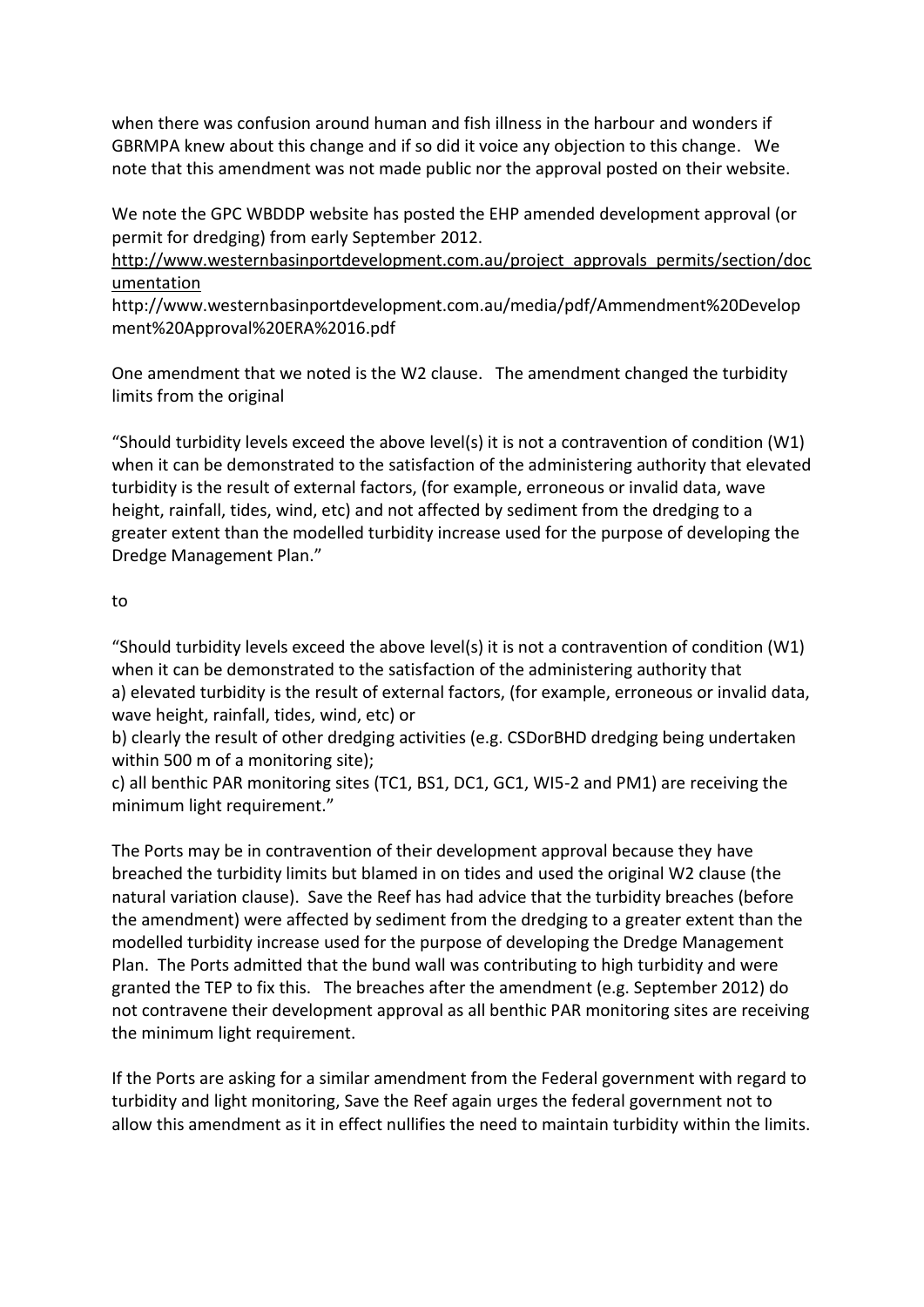when there was confusion around human and fish illness in the harbour and wonders if GBRMPA knew about this change and if so did it voice any objection to this change. We note that this amendment was not made public nor the approval posted on their website.

We note the GPC WBDDP website has posted the EHP amended development approval (or permit for dredging) from early September 2012.
http://www.westernbasinportdevelopment.com.au/project_approvals_permits/section/documentation
http://www.westernbasinportdevelopment.com.au/media/pdf/Ammendment%20Development%20Approval%20ERA%2016.pdf

One amendment that we noted is the W2 clause. The amendment changed the turbidity limits from the original

"Should turbidity levels exceed the above level(s) it is not a contravention of condition (W1) when it can be demonstrated to the satisfaction of the administering authority that elevated turbidity is the result of external factors, (for example, erroneous or invalid data, wave height, rainfall, tides, wind, etc) and not affected by sediment from the dredging to a greater extent than the modelled turbidity increase used for the purpose of developing the Dredge Management Plan."

to

"Should turbidity levels exceed the above level(s) it is not a contravention of condition (W1) when it can be demonstrated to the satisfaction of the administering authority that
a) elevated turbidity is the result of external factors, (for example, erroneous or invalid data, wave height, rainfall, tides, wind, etc) or
b) clearly the result of other dredging activities (e.g. CSDorBHD dredging being undertaken within 500 m of a monitoring site);
c) all benthic PAR monitoring sites (TC1, BS1, DC1, GC1, WI5-2 and PM1) are receiving the minimum light requirement."

The Ports may be in contravention of their development approval because they have breached the turbidity limits but blamed in on tides and used the original W2 clause (the natural variation clause). Save the Reef has had advice that the turbidity breaches (before the amendment) were affected by sediment from the dredging to a greater extent than the modelled turbidity increase used for the purpose of developing the Dredge Management Plan. The Ports admitted that the bund wall was contributing to high turbidity and were granted the TEP to fix this. The breaches after the amendment (e.g. September 2012) do not contravene their development approval as all benthic PAR monitoring sites are receiving the minimum light requirement.

If the Ports are asking for a similar amendment from the Federal government with regard to turbidity and light monitoring, Save the Reef again urges the federal government not to allow this amendment as it in effect nullifies the need to maintain turbidity within the limits.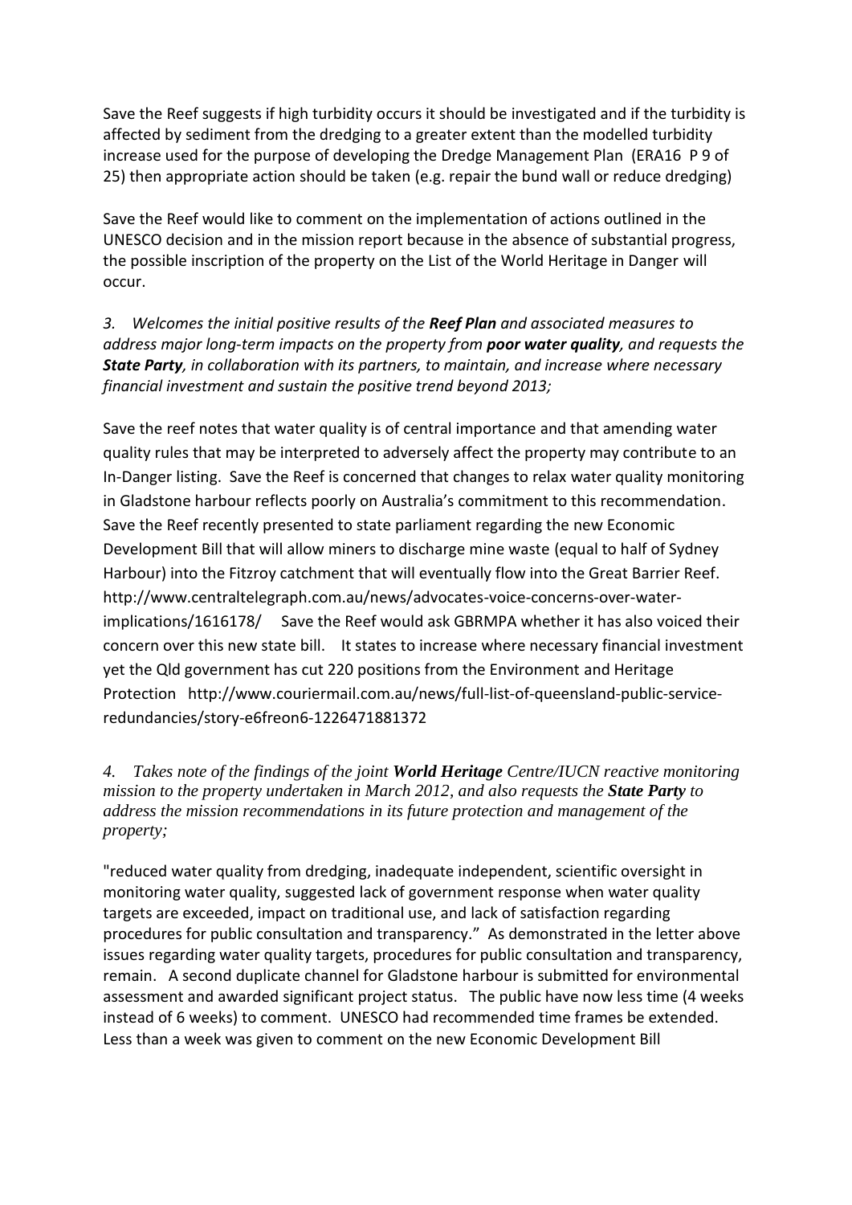Save the Reef suggests if high turbidity occurs it should be investigated and if the turbidity is affected by sediment from the dredging to a greater extent than the modelled turbidity increase used for the purpose of developing the Dredge Management Plan (ERA16 P 9 of 25) then appropriate action should be taken (e.g. repair the bund wall or reduce dredging)

Save the Reef would like to comment on the implementation of actions outlined in the UNESCO decision and in the mission report because in the absence of substantial progress, the possible inscription of the property on the List of the World Heritage in Danger will occur.

*3. Welcomes the initial positive results of the **Reef Plan** and associated measures to address major long-term impacts on the property from **poor water quality**, and requests the **State Party**, in collaboration with its partners, to maintain, and increase where necessary financial investment and sustain the positive trend beyond 2013;*

Save the reef notes that water quality is of central importance and that amending water quality rules that may be interpreted to adversely affect the property may contribute to an In-Danger listing. Save the Reef is concerned that changes to relax water quality monitoring in Gladstone harbour reflects poorly on Australia's commitment to this recommendation. Save the Reef recently presented to state parliament regarding the new Economic Development Bill that will allow miners to discharge mine waste (equal to half of Sydney Harbour) into the Fitzroy catchment that will eventually flow into the Great Barrier Reef. http://www.centraltelegraph.com.au/news/advocates-voice-concerns-over-water-implications/1616178/ Save the Reef would ask GBRMPA whether it has also voiced their concern over this new state bill. It states to increase where necessary financial investment yet the Qld government has cut 220 positions from the Environment and Heritage Protection http://www.couriermail.com.au/news/full-list-of-queensland-public-service-redundancies/story-e6freon6-1226471881372

*4. Takes note of the findings of the joint **World Heritage** Centre/IUCN reactive monitoring mission to the property undertaken in March 2012, and also requests the **State Party** to address the mission recommendations in its future protection and management of the property;*

"reduced water quality from dredging, inadequate independent, scientific oversight in monitoring water quality, suggested lack of government response when water quality targets are exceeded, impact on traditional use, and lack of satisfaction regarding procedures for public consultation and transparency." As demonstrated in the letter above issues regarding water quality targets, procedures for public consultation and transparency, remain. A second duplicate channel for Gladstone harbour is submitted for environmental assessment and awarded significant project status. The public have now less time (4 weeks instead of 6 weeks) to comment. UNESCO had recommended time frames be extended. Less than a week was given to comment on the new Economic Development Bill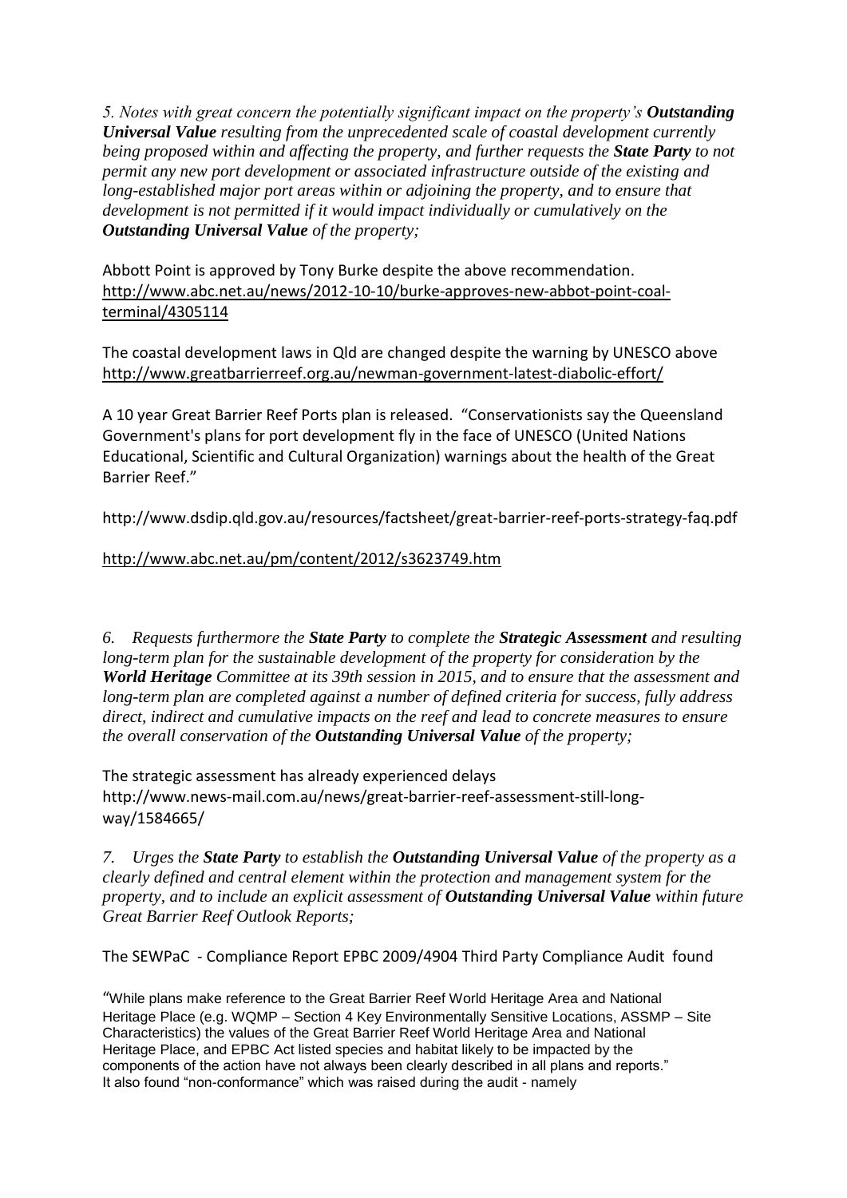*5. Notes with great concern the potentially significant impact on the property's **Outstanding Universal Value** resulting from the unprecedented scale of coastal development currently being proposed within and affecting the property, and further requests the **State Party** to not permit any new port development or associated infrastructure outside of the existing and long-established major port areas within or adjoining the property, and to ensure that development is not permitted if it would impact individually or cumulatively on the **Outstanding Universal Value** of the property;*

Abbott Point is approved by Tony Burke despite the above recommendation. http://www.abc.net.au/news/2012-10-10/burke-approves-new-abbot-point-coal-terminal/4305114

The coastal development laws in Qld are changed despite the warning by UNESCO above http://www.greatbarrierreef.org.au/newman-government-latest-diabolic-effort/

A 10 year Great Barrier Reef Ports plan is released. "Conservationists say the Queensland Government's plans for port development fly in the face of UNESCO (United Nations Educational, Scientific and Cultural Organization) warnings about the health of the Great Barrier Reef."

http://www.dsdip.qld.gov.au/resources/factsheet/great-barrier-reef-ports-strategy-faq.pdf

http://www.abc.net.au/pm/content/2012/s3623749.htm

*6. Requests furthermore the **State Party** to complete the **Strategic Assessment** and resulting long-term plan for the sustainable development of the property for consideration by the **World Heritage** Committee at its 39th session in 2015, and to ensure that the assessment and long-term plan are completed against a number of defined criteria for success, fully address direct, indirect and cumulative impacts on the reef and lead to concrete measures to ensure the overall conservation of the **Outstanding Universal Value** of the property;*

The strategic assessment has already experienced delays http://www.news-mail.com.au/news/great-barrier-reef-assessment-still-long-way/1584665/

*7. Urges the **State Party** to establish the **Outstanding Universal Value** of the property as a clearly defined and central element within the protection and management system for the property, and to include an explicit assessment of **Outstanding Universal Value** within future Great Barrier Reef Outlook Reports;*

The SEWPaC - Compliance Report EPBC 2009/4904 Third Party Compliance Audit found

"While plans make reference to the Great Barrier Reef World Heritage Area and National Heritage Place (e.g. WQMP – Section 4 Key Environmentally Sensitive Locations, ASSMP – Site Characteristics) the values of the Great Barrier Reef World Heritage Area and National Heritage Place, and EPBC Act listed species and habitat likely to be impacted by the components of the action have not always been clearly described in all plans and reports." It also found "non-conformance" which was raised during the audit - namely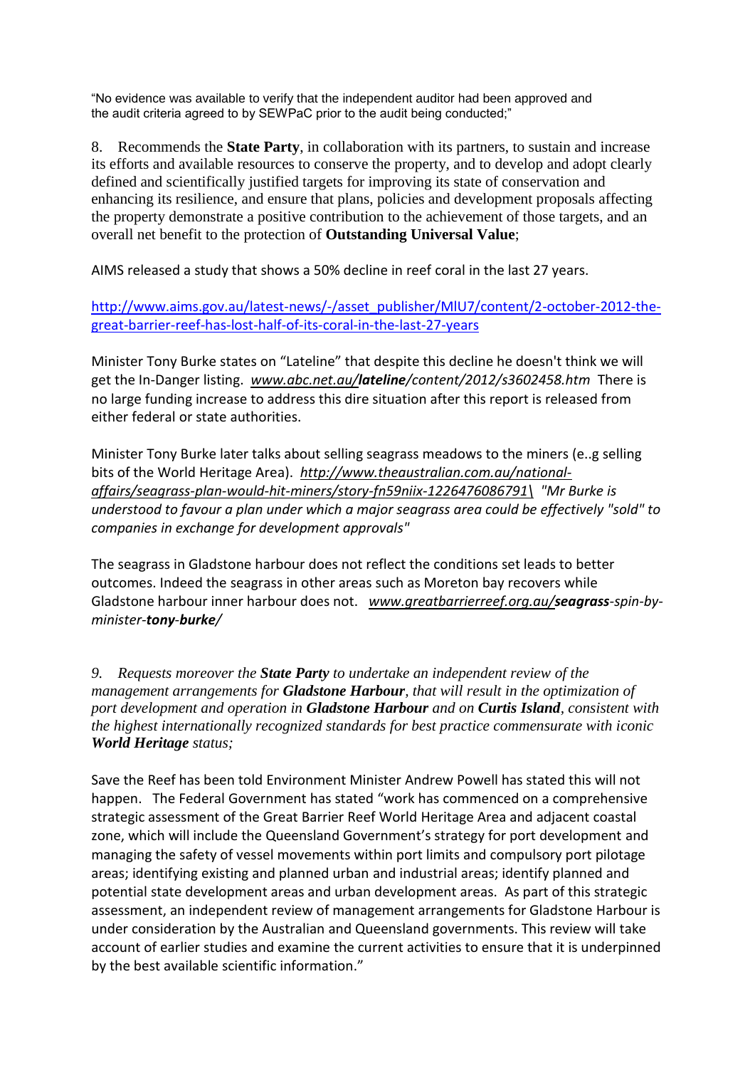"No evidence was available to verify that the independent auditor had been approved and the audit criteria agreed to by SEWPaC prior to the audit being conducted;"

8. Recommends the **State Party**, in collaboration with its partners, to sustain and increase its efforts and available resources to conserve the property, and to develop and adopt clearly defined and scientifically justified targets for improving its state of conservation and enhancing its resilience, and ensure that plans, policies and development proposals affecting the property demonstrate a positive contribution to the achievement of those targets, and an overall net benefit to the protection of **Outstanding Universal Value**;

AIMS released a study that shows a 50% decline in reef coral in the last 27 years.

http://www.aims.gov.au/latest-news/-/asset_publisher/MlU7/content/2-october-2012-the-great-barrier-reef-has-lost-half-of-its-coral-in-the-last-27-years

Minister Tony Burke states on "Lateline" that despite this decline he doesn't think we will get the In-Danger listing. *www.abc.net.au/**lateline**/content/2012/s3602458.htm* There is no large funding increase to address this dire situation after this report is released from either federal or state authorities.

Minister Tony Burke later talks about selling seagrass meadows to the miners (e..g selling bits of the World Heritage Area). *http://www.theaustralian.com.au/national-affairs/seagrass-plan-would-hit-miners/story-fn59niix-1226476086791\ "Mr Burke is understood to favour a plan under which a major seagrass area could be effectively "sold" to companies in exchange for development approvals"*

The seagrass in Gladstone harbour does not reflect the conditions set leads to better outcomes. Indeed the seagrass in other areas such as Moreton bay recovers while Gladstone harbour inner harbour does not. *www.greatbarrierreef.org.au/**seagrass**-spin-by-minister-**tony**-**burke**/*

*9. Requests moreover the **State Party** to undertake an independent review of the management arrangements for **Gladstone Harbour**, that will result in the optimization of port development and operation in **Gladstone Harbour** and on **Curtis Island**, consistent with the highest internationally recognized standards for best practice commensurate with iconic **World Heritage** status;*

Save the Reef has been told Environment Minister Andrew Powell has stated this will not happen. The Federal Government has stated "work has commenced on a comprehensive strategic assessment of the Great Barrier Reef World Heritage Area and adjacent coastal zone, which will include the Queensland Government's strategy for port development and managing the safety of vessel movements within port limits and compulsory port pilotage areas; identifying existing and planned urban and industrial areas; identify planned and potential state development areas and urban development areas. As part of this strategic assessment, an independent review of management arrangements for Gladstone Harbour is under consideration by the Australian and Queensland governments. This review will take account of earlier studies and examine the current activities to ensure that it is underpinned by the best available scientific information."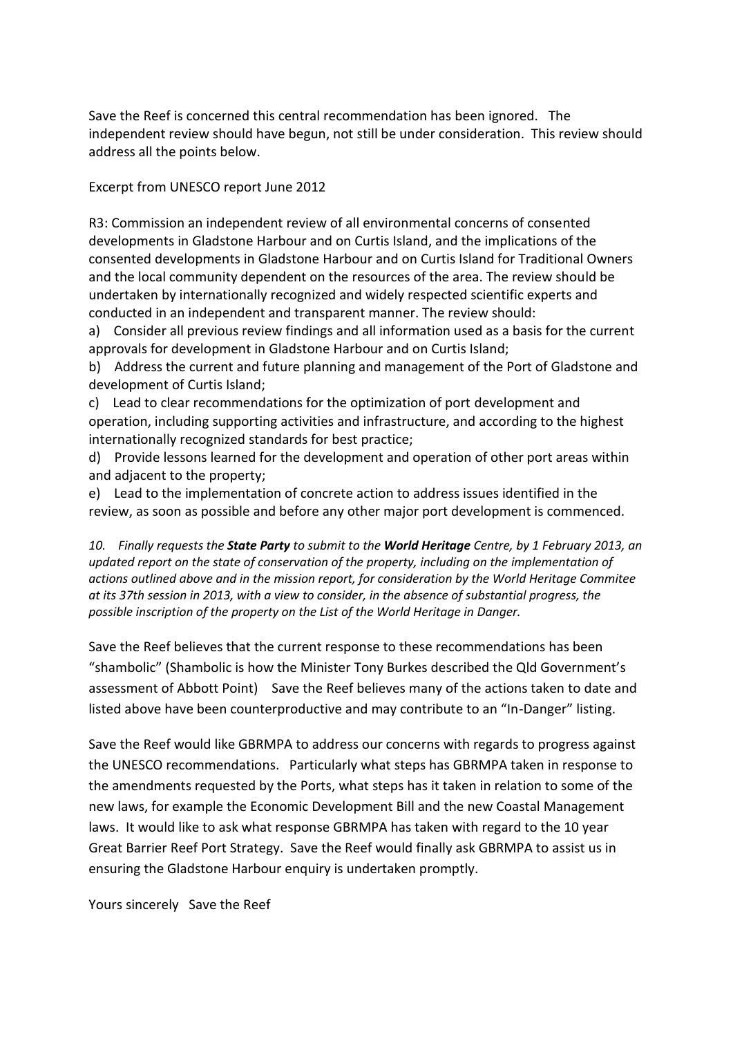Save the Reef is concerned this central recommendation has been ignored. The independent review should have begun, not still be under consideration. This review should address all the points below.

Excerpt from UNESCO report June 2012

R3: Commission an independent review of all environmental concerns of consented developments in Gladstone Harbour and on Curtis Island, and the implications of the consented developments in Gladstone Harbour and on Curtis Island for Traditional Owners and the local community dependent on the resources of the area. The review should be undertaken by internationally recognized and widely respected scientific experts and conducted in an independent and transparent manner. The review should:

a) Consider all previous review findings and all information used as a basis for the current approvals for development in Gladstone Harbour and on Curtis Island;

b) Address the current and future planning and management of the Port of Gladstone and development of Curtis Island;

c) Lead to clear recommendations for the optimization of port development and operation, including supporting activities and infrastructure, and according to the highest internationally recognized standards for best practice;

d) Provide lessons learned for the development and operation of other port areas within and adjacent to the property;

e) Lead to the implementation of concrete action to address issues identified in the review, as soon as possible and before any other major port development is commenced.

*10. Finally requests the **State Party** to submit to the **World Heritage** Centre, by 1 February 2013, an updated report on the state of conservation of the property, including on the implementation of actions outlined above and in the mission report, for consideration by the World Heritage Commitee at its 37th session in 2013, with a view to consider, in the absence of substantial progress, the possible inscription of the property on the List of the World Heritage in Danger.*

Save the Reef believes that the current response to these recommendations has been "shambolic" (Shambolic is how the Minister Tony Burkes described the Qld Government's assessment of Abbott Point) Save the Reef believes many of the actions taken to date and listed above have been counterproductive and may contribute to an "In-Danger" listing.

Save the Reef would like GBRMPA to address our concerns with regards to progress against the UNESCO recommendations. Particularly what steps has GBRMPA taken in response to the amendments requested by the Ports, what steps has it taken in relation to some of the new laws, for example the Economic Development Bill and the new Coastal Management laws. It would like to ask what response GBRMPA has taken with regard to the 10 year Great Barrier Reef Port Strategy. Save the Reef would finally ask GBRMPA to assist us in ensuring the Gladstone Harbour enquiry is undertaken promptly.

Yours sincerely Save the Reef